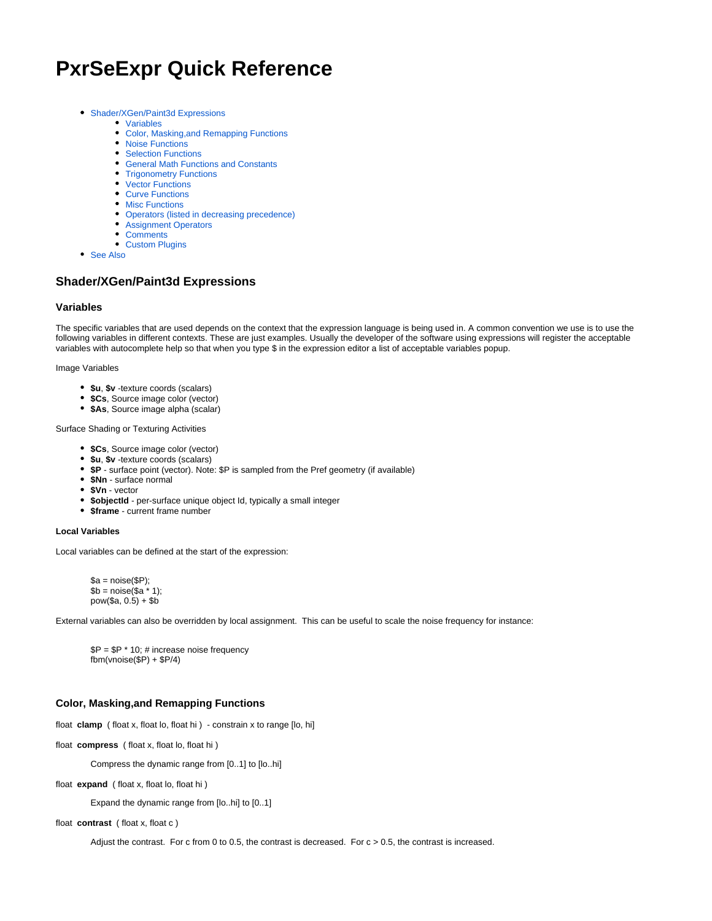# PxrSeExpr Quick Reference

- Shader/XGen/Paint3d Expressions
    - Variables
    - Color, Masking,and Remapping Functions
    - Noise Functions
    - Selection Functions
    - General Math Functions and Constants
    - Trigonometry Functions
    - Vector Functions
    - Curve Functions
    - Misc Functions
    - Operators (listed in decreasing precedence)
    - Assignment Operators
    - Comments
    - Custom Plugins
- See Also

## Shader/XGen/Paint3d Expressions

### Variables

The specific variables that are used depends on the context that the expression language is being used in. A common convention we use is to use the following variables in different contexts. These are just examples. Usually the developer of the software using expressions will register the acceptable variables with autocomplete help so that when you type $ in the expression editor a list of acceptable variables popup.

Image Variables

- **$u**, **$v** -texture coords (scalars)
- **$Cs**, Source image color (vector)
- **$As**, Source image alpha (scalar)

Surface Shading or Texturing Activities

- **$Cs**, Source image color (vector)
- **$u**, **$v** -texture coords (scalars)
- **$P** - surface point (vector). Note: $P is sampled from the Pref geometry (if available)
- **$Nn** - surface normal
- **$Vn** - vector
- **$objectId** - per-surface unique object Id, typically a small integer
- **$frame** - current frame number

#### Local Variables

Local variables can be defined at the start of the expression:

```
$a = noise($P);
$b = noise($a * 1);
pow($a, 0.5) + $b
```

External variables can also be overridden by local assignment.  This can be useful to scale the noise frequency for instance:

```
$P = $P * 10; # increase noise frequency
fbm(vnoise($P) + $P/4)
```

### Color, Masking,and Remapping Functions

float **clamp** ( float x, float lo, float hi ) - constrain x to range [lo, hi]

float **compress** ( float x, float lo, float hi )

> Compress the dynamic range from [0..1] to [lo..hi]

float **expand** ( float x, float lo, float hi )

> Expand the dynamic range from [lo..hi] to [0..1]

float **contrast** ( float x, float c )

> Adjust the contrast.  For c from 0 to 0.5, the contrast is decreased.  For c > 0.5, the contrast is increased.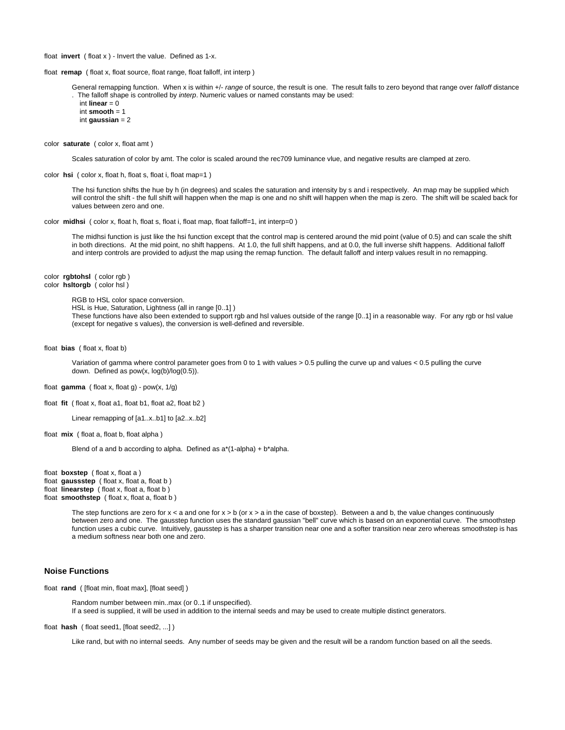float **invert** ( float x ) - Invert the value. Defined as 1-x.

float **remap** ( float x, float source, float range, float falloff, int interp )

General remapping function. When x is within +/- *range* of source, the result is one. The result falls to zero beyond that range over *falloff* distance . The falloff shape is controlled by *interp*. Numeric values or named constants may be used:
int **linear** = 0
int **smooth** = 1
int **gaussian** = 2

color **saturate** ( color x, float amt )

Scales saturation of color by amt. The color is scaled around the rec709 luminance vlue, and negative results are clamped at zero.

color **hsi** ( color x, float h, float s, float i, float map=1 )

The hsi function shifts the hue by h (in degrees) and scales the saturation and intensity by s and i respectively. An map may be supplied which will control the shift - the full shift will happen when the map is one and no shift will happen when the map is zero. The shift will be scaled back for values between zero and one.

color **midhsi** ( color x, float h, float s, float i, float map, float falloff=1, int interp=0 )

The midhsi function is just like the hsi function except that the control map is centered around the mid point (value of 0.5) and can scale the shift in both directions. At the mid point, no shift happens. At 1.0, the full shift happens, and at 0.0, the full inverse shift happens. Additional falloff and interp controls are provided to adjust the map using the remap function. The default falloff and interp values result in no remapping.

color **rgbtohsl** ( color rgb )
color **hsltorgb** ( color hsl )

RGB to HSL color space conversion.
HSL is Hue, Saturation, Lightness (all in range [0..1] )
These functions have also been extended to support rgb and hsl values outside of the range [0..1] in a reasonable way. For any rgb or hsl value (except for negative s values), the conversion is well-defined and reversible.

float **bias** ( float x, float b)

Variation of gamma where control parameter goes from 0 to 1 with values > 0.5 pulling the curve up and values < 0.5 pulling the curve down. Defined as pow(x, log(b)/log(0.5)).

float **gamma** ( float x, float g) - pow(x, 1/g)

float **fit** ( float x, float a1, float b1, float a2, float b2 )

Linear remapping of [a1..x..b1] to [a2..x..b2]

float **mix** ( float a, float b, float alpha )

Blend of a and b according to alpha. Defined as a*(1-alpha) + b*alpha.

float **boxstep** ( float x, float a )
float **gaussstep** ( float x, float a, float b )
float **linearstep** ( float x, float a, float b )
float **smoothstep** ( float x, float a, float b )

The step functions are zero for x < a and one for x > b (or x > a in the case of boxstep). Between a and b, the value changes continuously between zero and one. The gausstep function uses the standard gaussian "bell" curve which is based on an exponential curve. The smoothstep function uses a cubic curve. Intuitively, gausstep is has a sharper transition near one and a softer transition near zero whereas smoothstep is has a medium softness near both one and zero.

### Noise Functions

float **rand** ( [float min, float max], [float seed] )

Random number between min..max (or 0..1 if unspecified).
If a seed is supplied, it will be used in addition to the internal seeds and may be used to create multiple distinct generators.

float **hash** ( float seed1, [float seed2, ...] )

Like rand, but with no internal seeds. Any number of seeds may be given and the result will be a random function based on all the seeds.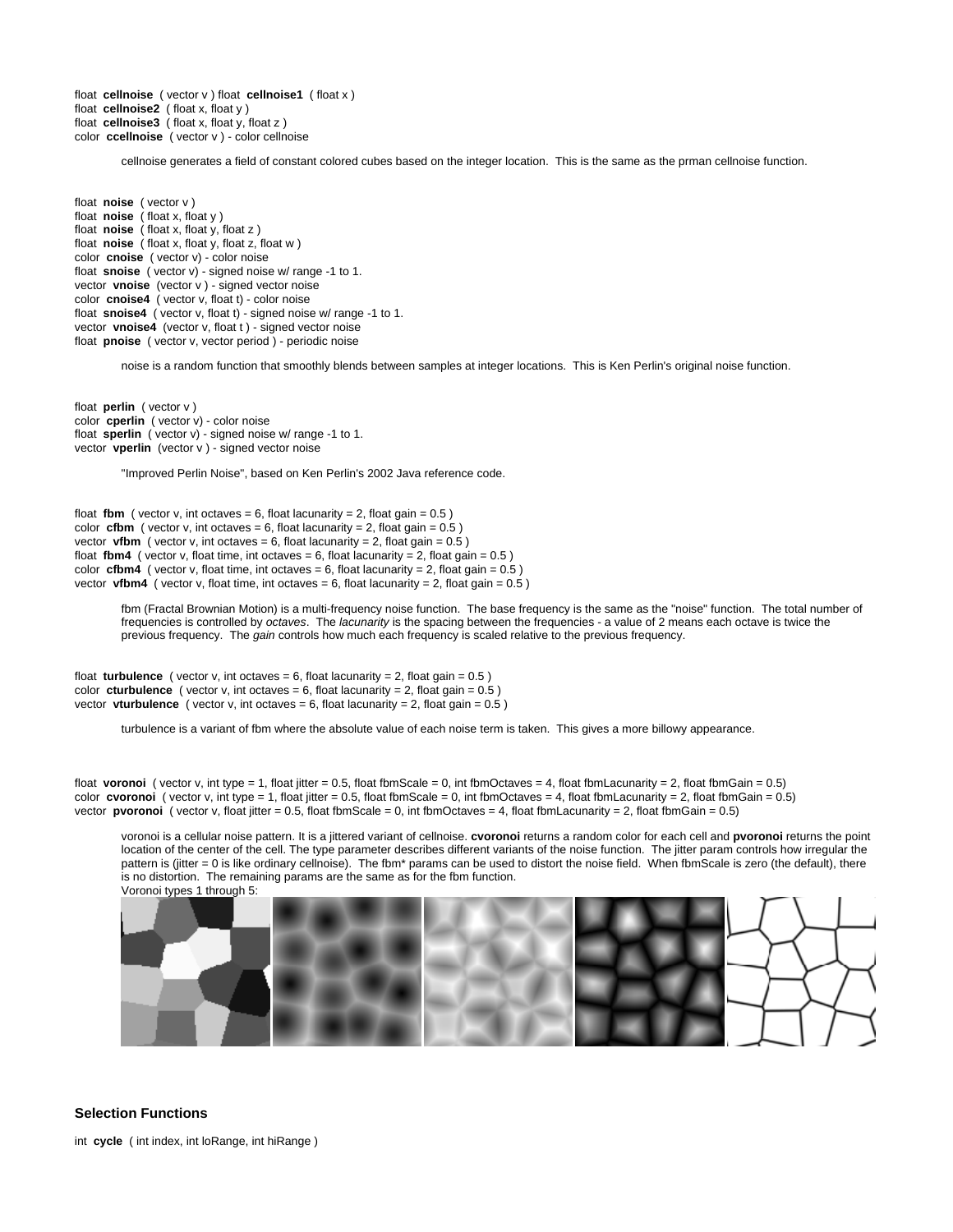float **cellnoise** ( vector v ) float **cellnoise1** ( float x )
float **cellnoise2** ( float x, float y )
float **cellnoise3** ( float x, float y, float z )
color **ccellnoise** ( vector v ) - color cellnoise

> cellnoise generates a field of constant colored cubes based on the integer location. This is the same as the prman cellnoise function.

float **noise** ( vector v )
float **noise** ( float x, float y )
float **noise** ( float x, float y, float z )
float **noise** ( float x, float y, float z, float w )
color **cnoise** ( vector v) - color noise
float **snoise** ( vector v) - signed noise w/ range -1 to 1.
vector **vnoise** (vector v ) - signed vector noise
color **cnoise4** ( vector v, float t) - color noise
float **snoise4** ( vector v, float t) - signed noise w/ range -1 to 1.
vector **vnoise4** (vector v, float t ) - signed vector noise
float **pnoise** ( vector v, vector period ) - periodic noise

> noise is a random function that smoothly blends between samples at integer locations. This is Ken Perlin's original noise function.

float **perlin** ( vector v )
color **cperlin** ( vector v) - color noise
float **sperlin** ( vector v) - signed noise w/ range -1 to 1.
vector **vperlin** (vector v ) - signed vector noise

> "Improved Perlin Noise", based on Ken Perlin's 2002 Java reference code.

float **fbm** ( vector v, int octaves = 6, float lacunarity = 2, float gain = 0.5 )
color **cfbm** ( vector v, int octaves = 6, float lacunarity = 2, float gain = 0.5 )
vector **vfbm** ( vector v, int octaves = 6, float lacunarity = 2, float gain = 0.5 )
float **fbm4** ( vector v, float time, int octaves = 6, float lacunarity = 2, float gain = 0.5 )
color **cfbm4** ( vector v, float time, int octaves = 6, float lacunarity = 2, float gain = 0.5 )
vector **vfbm4** ( vector v, float time, int octaves = 6, float lacunarity = 2, float gain = 0.5 )

> fbm (Fractal Brownian Motion) is a multi-frequency noise function. The base frequency is the same as the "noise" function. The total number of frequencies is controlled by *octaves*. The *lacunarity* is the spacing between the frequencies - a value of 2 means each octave is twice the previous frequency. The *gain* controls how much each frequency is scaled relative to the previous frequency.

float **turbulence** ( vector v, int octaves = 6, float lacunarity = 2, float gain = 0.5 )
color **cturbulence** ( vector v, int octaves = 6, float lacunarity = 2, float gain = 0.5 )
vector **vturbulence** ( vector v, int octaves = 6, float lacunarity = 2, float gain = 0.5 )

> turbulence is a variant of fbm where the absolute value of each noise term is taken. This gives a more billowy appearance.

float **voronoi** ( vector v, int type = 1, float jitter = 0.5, float fbmScale = 0, int fbmOctaves = 4, float fbmLacunarity = 2, float fbmGain = 0.5)
color **cvoronoi** ( vector v, int type = 1, float jitter = 0.5, float fbmScale = 0, int fbmOctaves = 4, float fbmLacunarity = 2, float fbmGain = 0.5)
vector **pvoronoi** ( vector v, float jitter = 0.5, float fbmScale = 0, int fbmOctaves = 4, float fbmLacunarity = 2, float fbmGain = 0.5)

> voronoi is a cellular noise pattern. It is a jittered variant of cellnoise. **cvoronoi** returns a random color for each cell and **pvoronoi** returns the point location of the center of the cell. The type parameter describes different variants of the noise function. The jitter param controls how irregular the pattern is (jitter = 0 is like ordinary cellnoise). The fbm* params can be used to distort the noise field. When fbmScale is zero (the default), there is no distortion. The remaining params are the same as for the fbm function.
> Voronoi types 1 through 5:

## Selection Functions

int **cycle** ( int index, int loRange, int hiRange )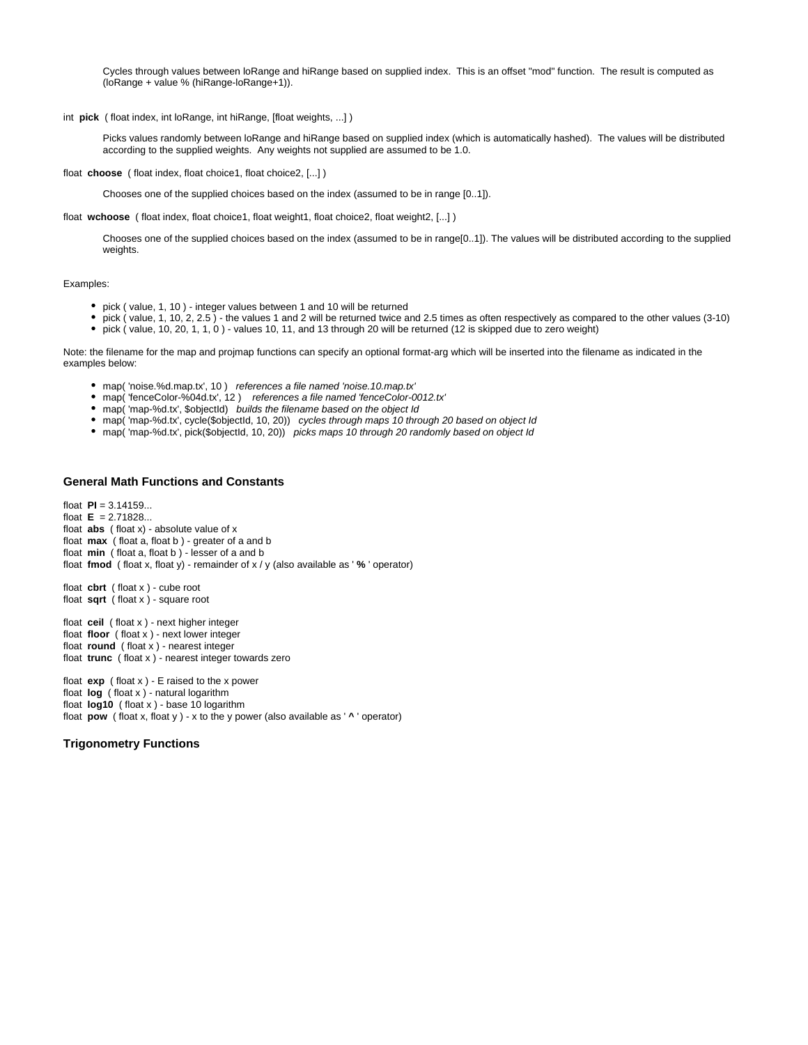Cycles through values between loRange and hiRange based on supplied index. This is an offset "mod" function. The result is computed as (loRange + value % (hiRange-loRange+1)).

int **pick** ( float index, int loRange, int hiRange, [float weights, ...] )

Picks values randomly between loRange and hiRange based on supplied index (which is automatically hashed). The values will be distributed according to the supplied weights. Any weights not supplied are assumed to be 1.0.

float **choose** ( float index, float choice1, float choice2, [...] )

Chooses one of the supplied choices based on the index (assumed to be in range [0..1]).

float **wchoose** ( float index, float choice1, float weight1, float choice2, float weight2, [...] )

Chooses one of the supplied choices based on the index (assumed to be in range[0..1]). The values will be distributed according to the supplied weights.

Examples:

- pick ( value, 1, 10 ) - integer values between 1 and 10 will be returned
- pick ( value, 1, 10, 2, 2.5 ) - the values 1 and 2 will be returned twice and 2.5 times as often respectively as compared to the other values (3-10)
- pick ( value, 10, 20, 1, 1, 0 ) - values 10, 11, and 13 through 20 will be returned (12 is skipped due to zero weight)

Note: the filename for the map and projmap functions can specify an optional format-arg which will be inserted into the filename as indicated in the examples below:

- map( 'noise.%d.map.tx', 10 ) *references a file named 'noise.10.map.tx'*
- map( 'fenceColor-%04d.tx', 12 ) *references a file named 'fenceColor-0012.tx'*
- map( 'map-%d.tx', $objectId) *builds the filename based on the object Id*
- map( 'map-%d.tx', cycle($objectId, 10, 20)) *cycles through maps 10 through 20 based on object Id*
- map( 'map-%d.tx', pick($objectId, 10, 20)) *picks maps 10 through 20 randomly based on object Id*

### General Math Functions and Constants

float **PI** = 3.14159...
float **E** = 2.71828...
float **abs** ( float x) - absolute value of x
float **max** ( float a, float b ) - greater of a and b
float **min** ( float a, float b ) - lesser of a and b
float **fmod** ( float x, float y) - remainder of x / y (also available as ' **%** ' operator)

float **cbrt** ( float x ) - cube root
float **sqrt** ( float x ) - square root

float **ceil** ( float x ) - next higher integer
float **floor** ( float x ) - next lower integer
float **round** ( float x ) - nearest integer
float **trunc** ( float x ) - nearest integer towards zero

float **exp** ( float x ) - E raised to the x power
float **log** ( float x ) - natural logarithm
float **log10** ( float x ) - base 10 logarithm
float **pow** ( float x, float y ) - x to the y power (also available as ' **^** ' operator)

### Trigonometry Functions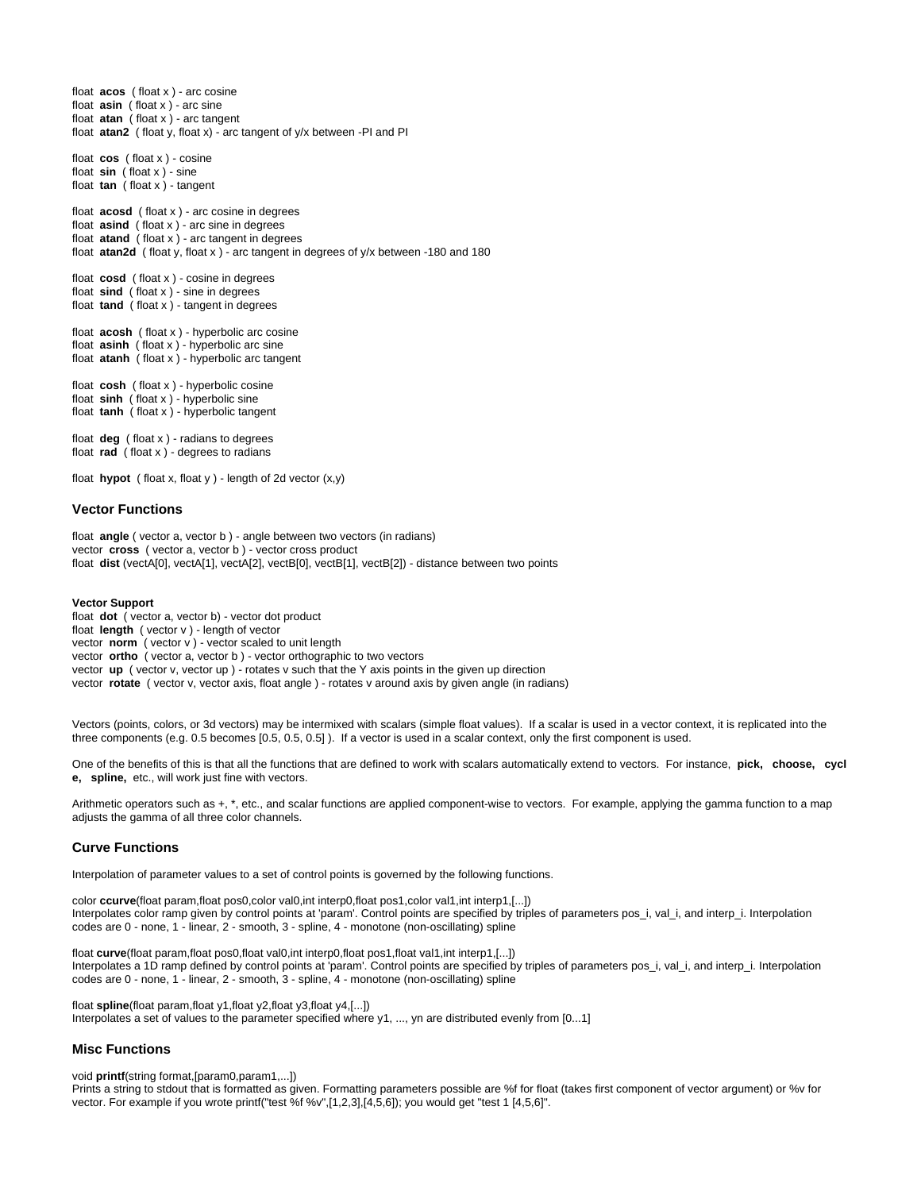float **acos** ( float x ) - arc cosine
float **asin** ( float x ) - arc sine
float **atan** ( float x ) - arc tangent
float **atan2** ( float y, float x) - arc tangent of y/x between -PI and PI

float **cos** ( float x ) - cosine
float **sin** ( float x ) - sine
float **tan** ( float x ) - tangent

float **acosd** ( float x ) - arc cosine in degrees
float **asind** ( float x ) - arc sine in degrees
float **atand** ( float x ) - arc tangent in degrees
float **atan2d** ( float y, float x ) - arc tangent in degrees of y/x between -180 and 180

float **cosd** ( float x ) - cosine in degrees
float **sind** ( float x ) - sine in degrees
float **tand** ( float x ) - tangent in degrees

float **acosh** ( float x ) - hyperbolic arc cosine
float **asinh** ( float x ) - hyperbolic arc sine
float **atanh** ( float x ) - hyperbolic arc tangent

float **cosh** ( float x ) - hyperbolic cosine
float **sinh** ( float x ) - hyperbolic sine
float **tanh** ( float x ) - hyperbolic tangent

float **deg** ( float x ) - radians to degrees
float **rad** ( float x ) - degrees to radians

float **hypot** ( float x, float y ) - length of 2d vector (x,y)

### Vector Functions

float **angle** ( vector a, vector b ) - angle between two vectors (in radians)
vector **cross** ( vector a, vector b ) - vector cross product
float **dist** (vectA[0], vectA[1], vectA[2], vectB[0], vectB[1], vectB[2]) - distance between two points

**Vector Support**
float **dot** ( vector a, vector b) - vector dot product
float **length** ( vector v ) - length of vector
vector **norm** ( vector v ) - vector scaled to unit length
vector **ortho** ( vector a, vector b ) - vector orthographic to two vectors
vector **up** ( vector v, vector up ) - rotates v such that the Y axis points in the given up direction
vector **rotate** ( vector v, vector axis, float angle ) - rotates v around axis by given angle (in radians)

Vectors (points, colors, or 3d vectors) may be intermixed with scalars (simple float values). If a scalar is used in a vector context, it is replicated into the three components (e.g. 0.5 becomes [0.5, 0.5, 0.5] ). If a vector is used in a scalar context, only the first component is used.

One of the benefits of this is that all the functions that are defined to work with scalars automatically extend to vectors. For instance, **pick, choose, cycle, spline,** etc., will work just fine with vectors.

Arithmetic operators such as +, *, etc., and scalar functions are applied component-wise to vectors. For example, applying the gamma function to a map adjusts the gamma of all three color channels.

### Curve Functions

Interpolation of parameter values to a set of control points is governed by the following functions.

color **ccurve**(float param,float pos0,color val0,int interp0,float pos1,color val1,int interp1,[...])
Interpolates color ramp given by control points at 'param'. Control points are specified by triples of parameters pos_i, val_i, and interp_i. Interpolation codes are 0 - none, 1 - linear, 2 - smooth, 3 - spline, 4 - monotone (non-oscillating) spline

float **curve**(float param,float pos0,float val0,int interp0,float pos1,float val1,int interp1,[...])
Interpolates a 1D ramp defined by control points at 'param'. Control points are specified by triples of parameters pos_i, val_i, and interp_i. Interpolation codes are 0 - none, 1 - linear, 2 - smooth, 3 - spline, 4 - monotone (non-oscillating) spline

float **spline**(float param,float y1,float y2,float y3,float y4,[...])
Interpolates a set of values to the parameter specified where y1, ..., yn are distributed evenly from [0...1]

### Misc Functions

void **printf**(string format,[param0,param1,...])
Prints a string to stdout that is formatted as given. Formatting parameters possible are %f for float (takes first component of vector argument) or %v for vector. For example if you wrote printf("test %f %v",[1,2,3],[4,5,6]); you would get "test 1 [4,5,6]".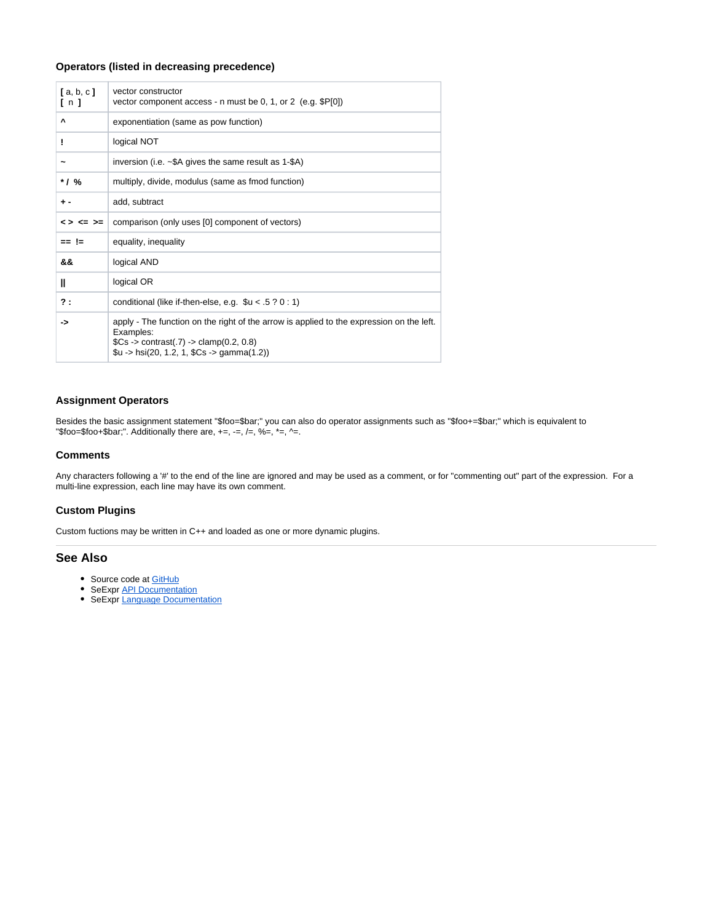### Operators (listed in decreasing precedence)

| | |
|---|---|
| **[** a, b, c **]**<br>**[** n **]** | vector constructor<br>vector component access - n must be 0, 1, or 2 (e.g. $P[0]) |
| **^** | exponentiation (same as pow function) |
| **!** | logical NOT |
| **~** | inversion (i.e. ~$A gives the same result as 1-$A) |
| **\* / %** | multiply, divide, modulus (same as fmod function) |
| **+ -** | add, subtract |
| **< > <= >=** | comparison (only uses [0] component of vectors) |
| **== !=** | equality, inequality |
| **&&** | logical AND |
| **\|\|** | logical OR |
| **? :** | conditional (like if-then-else, e.g. $u < .5 ? 0 : 1) |
| **->** | apply - The function on the right of the arrow is applied to the expression on the left.<br>Examples:<br>$Cs -> contrast(.7) -> clamp(0.2, 0.8)<br>$u -> hsi(20, 1.2, 1, $Cs -> gamma(1.2)) |

### Assignment Operators

Besides the basic assignment statement "$foo=$bar;" you can also do operator assignments such as "$foo+=$bar;" which is equivalent to "$foo=$foo+$bar;". Additionally there are, +=, -=, /=, %=, *=, ^=.

### Comments

Any characters following a '#' to the end of the line are ignored and may be used as a comment, or for "commenting out" part of the expression. For a multi-line expression, each line may have its own comment.

### Custom Plugins

Custom fuctions may be written in C++ and loaded as one or more dynamic plugins.

---

## See Also

- Source code at GitHub
- SeExpr API Documentation
- SeExpr Language Documentation